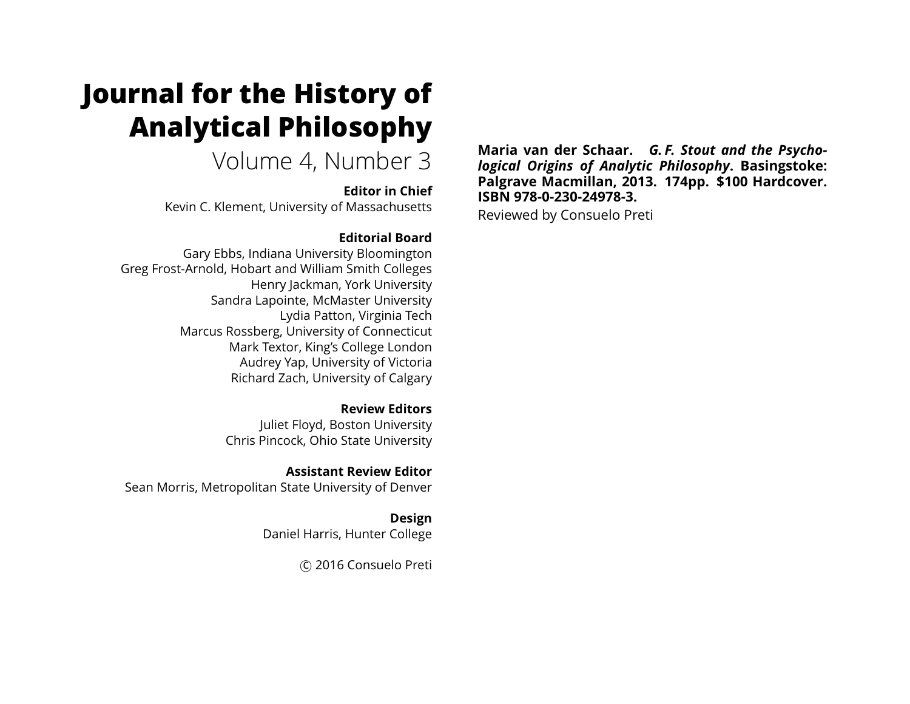# Journal for the History of Analytical Philosophy

Volume 4, Number 3

**Editor in Chief**

Kevin C. Klement, University of Massachusetts

**Editorial Board**

Gary Ebbs, Indiana University Bloomington
Greg Frost-Arnold, Hobart and William Smith Colleges
Henry Jackman, York University
Sandra Lapointe, McMaster University
Lydia Patton, Virginia Tech
Marcus Rossberg, University of Connecticut
Mark Textor, King's College London
Audrey Yap, University of Victoria
Richard Zach, University of Calgary

**Review Editors**

Juliet Floyd, Boston University
Chris Pincock, Ohio State University

**Assistant Review Editor**

Sean Morris, Metropolitan State University of Denver

**Design**

Daniel Harris, Hunter College

© 2016 Consuelo Preti

**Maria van der Schaar. *G. F. Stout and the Psychological Origins of Analytic Philosophy*. Basingstoke: Palgrave Macmillan, 2013. 174pp. $100 Hardcover. ISBN 978-0-230-24978-3.**

Reviewed by Consuelo Preti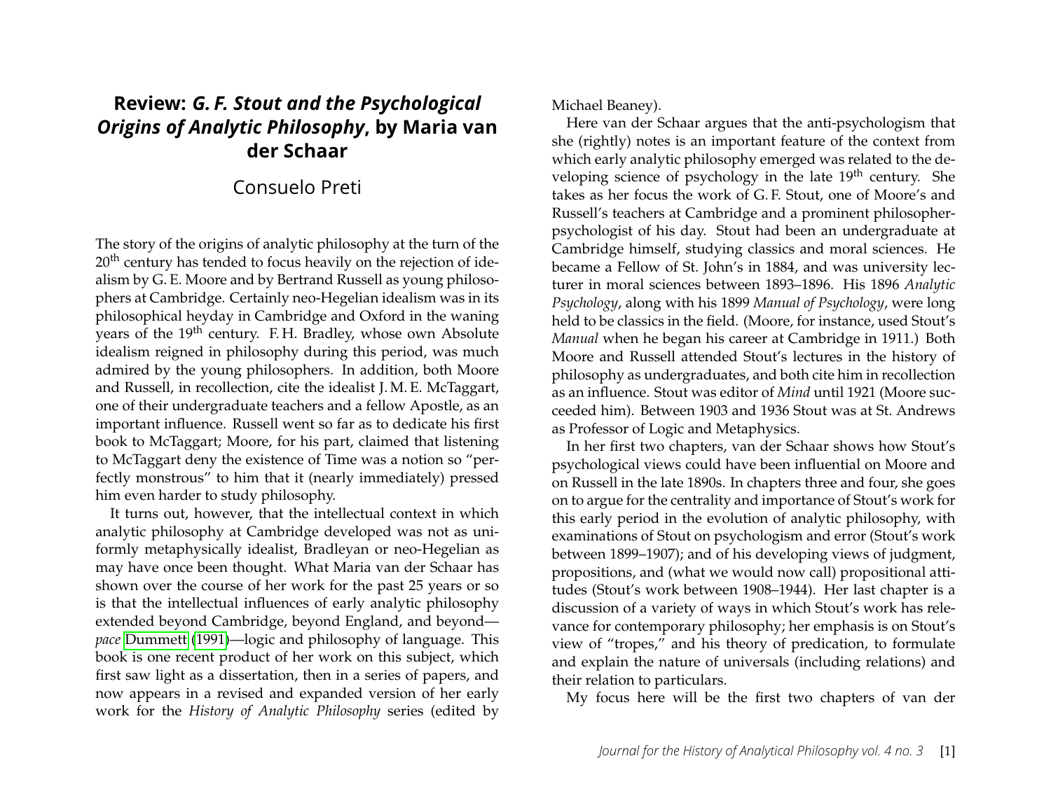# Review: *G. F. Stout and the Psychological Origins of Analytic Philosophy*, by Maria van der Schaar

Consuelo Preti

The story of the origins of analytic philosophy at the turn of the 20th century has tended to focus heavily on the rejection of idealism by G. E. Moore and by Bertrand Russell as young philosophers at Cambridge. Certainly neo-Hegelian idealism was in its philosophical heyday in Cambridge and Oxford in the waning years of the 19th century. F. H. Bradley, whose own Absolute idealism reigned in philosophy during this period, was much admired by the young philosophers. In addition, both Moore and Russell, in recollection, cite the idealist J. M. E. McTaggart, one of their undergraduate teachers and a fellow Apostle, as an important influence. Russell went so far as to dedicate his first book to McTaggart; Moore, for his part, claimed that listening to McTaggart deny the existence of Time was a notion so "perfectly monstrous" to him that it (nearly immediately) pressed him even harder to study philosophy.

It turns out, however, that the intellectual context in which analytic philosophy at Cambridge developed was not as uniformly metaphysically idealist, Bradleyan or neo-Hegelian as may have once been thought. What Maria van der Schaar has shown over the course of her work for the past 25 years or so is that the intellectual influences of early analytic philosophy extended beyond Cambridge, beyond England, and beyond—*pace* Dummett (1991)—logic and philosophy of language. This book is one recent product of her work on this subject, which first saw light as a dissertation, then in a series of papers, and now appears in a revised and expanded version of her early work for the *History of Analytic Philosophy* series (edited by Michael Beaney).

Here van der Schaar argues that the anti-psychologism that she (rightly) notes is an important feature of the context from which early analytic philosophy emerged was related to the developing science of psychology in the late 19th century. She takes as her focus the work of G. F. Stout, one of Moore's and Russell's teachers at Cambridge and a prominent philosopher-psychologist of his day. Stout had been an undergraduate at Cambridge himself, studying classics and moral sciences. He became a Fellow of St. John's in 1884, and was university lecturer in moral sciences between 1893–1896. His 1896 *Analytic Psychology*, along with his 1899 *Manual of Psychology*, were long held to be classics in the field. (Moore, for instance, used Stout's *Manual* when he began his career at Cambridge in 1911.) Both Moore and Russell attended Stout's lectures in the history of philosophy as undergraduates, and both cite him in recollection as an influence. Stout was editor of *Mind* until 1921 (Moore succeeded him). Between 1903 and 1936 Stout was at St. Andrews as Professor of Logic and Metaphysics.

In her first two chapters, van der Schaar shows how Stout's psychological views could have been influential on Moore and on Russell in the late 1890s. In chapters three and four, she goes on to argue for the centrality and importance of Stout's work for this early period in the evolution of analytic philosophy, with examinations of Stout on psychologism and error (Stout's work between 1899–1907); and of his developing views of judgment, propositions, and (what we would now call) propositional attitudes (Stout's work between 1908–1944). Her last chapter is a discussion of a variety of ways in which Stout's work has relevance for contemporary philosophy; her emphasis is on Stout's view of "tropes," and his theory of predication, to formulate and explain the nature of universals (including relations) and their relation to particulars.

My focus here will be the first two chapters of van der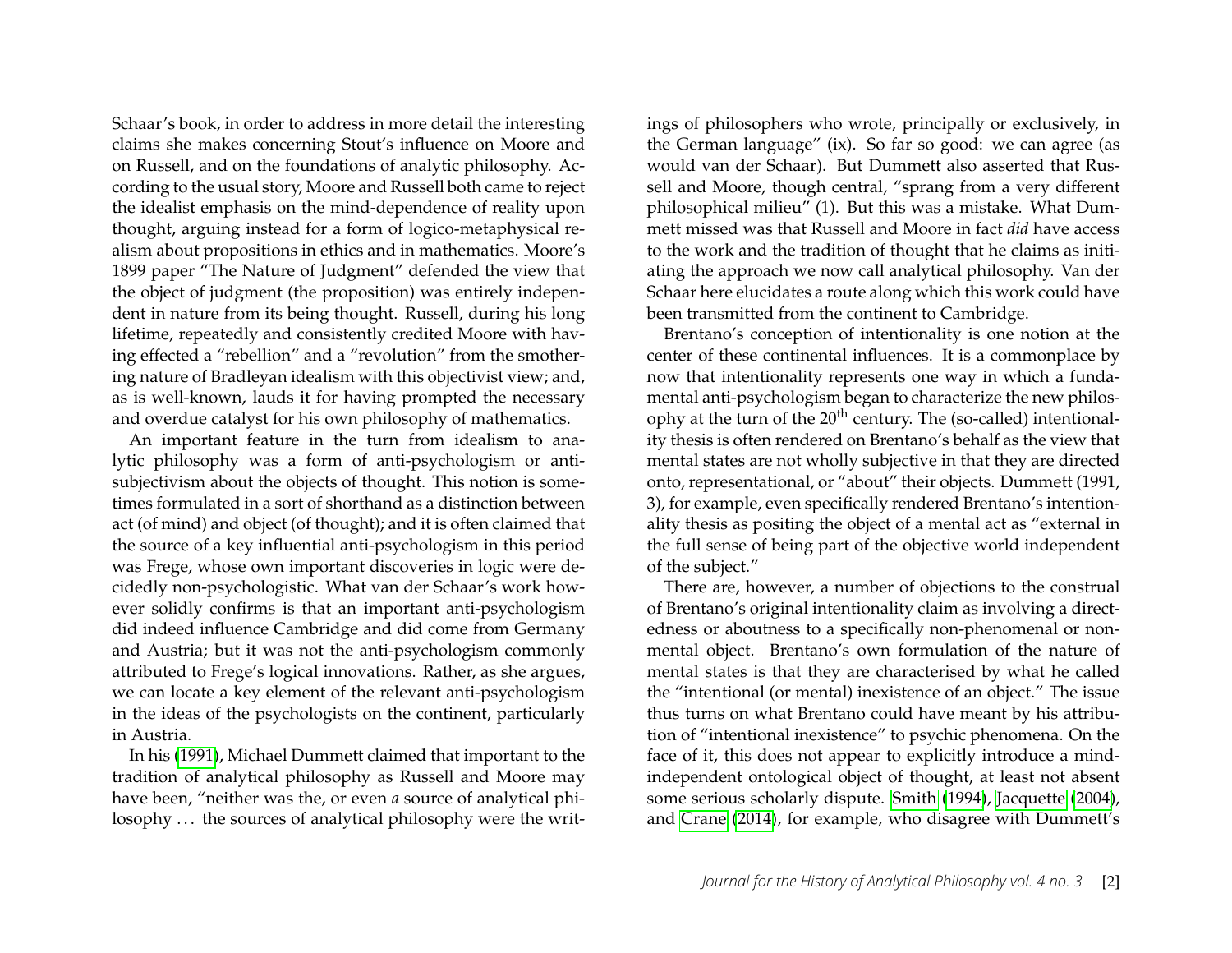Schaar's book, in order to address in more detail the interesting claims she makes concerning Stout's influence on Moore and on Russell, and on the foundations of analytic philosophy. According to the usual story, Moore and Russell both came to reject the idealist emphasis on the mind-dependence of reality upon thought, arguing instead for a form of logico-metaphysical realism about propositions in ethics and in mathematics. Moore's 1899 paper "The Nature of Judgment" defended the view that the object of judgment (the proposition) was entirely independent in nature from its being thought. Russell, during his long lifetime, repeatedly and consistently credited Moore with having effected a "rebellion" and a "revolution" from the smothering nature of Bradleyan idealism with this objectivist view; and, as is well-known, lauds it for having prompted the necessary and overdue catalyst for his own philosophy of mathematics.

An important feature in the turn from idealism to analytic philosophy was a form of anti-psychologism or anti-subjectivism about the objects of thought. This notion is sometimes formulated in a sort of shorthand as a distinction between act (of mind) and object (of thought); and it is often claimed that the source of a key influential anti-psychologism in this period was Frege, whose own important discoveries in logic were decidedly non-psychologistic. What van der Schaar's work however solidly confirms is that an important anti-psychologism did indeed influence Cambridge and did come from Germany and Austria; but it was not the anti-psychologism commonly attributed to Frege's logical innovations. Rather, as she argues, we can locate a key element of the relevant anti-psychologism in the ideas of the psychologists on the continent, particularly in Austria.

In his (1991), Michael Dummett claimed that important to the tradition of analytical philosophy as Russell and Moore may have been, "neither was the, or even *a* source of analytical philosophy . . . the sources of analytical philosophy were the writings of philosophers who wrote, principally or exclusively, in the German language" (ix). So far so good: we can agree (as would van der Schaar). But Dummett also asserted that Russell and Moore, though central, "sprang from a very different philosophical milieu" (1). But this was a mistake. What Dummett missed was that Russell and Moore in fact *did* have access to the work and the tradition of thought that he claims as initiating the approach we now call analytical philosophy. Van der Schaar here elucidates a route along which this work could have been transmitted from the continent to Cambridge.

Brentano's conception of intentionality is one notion at the center of these continental influences. It is a commonplace by now that intentionality represents one way in which a fundamental anti-psychologism began to characterize the new philosophy at the turn of the 20th century. The (so-called) intentionality thesis is often rendered on Brentano's behalf as the view that mental states are not wholly subjective in that they are directed onto, representational, or "about" their objects. Dummett (1991, 3), for example, even specifically rendered Brentano's intentionality thesis as positing the object of a mental act as "external in the full sense of being part of the objective world independent of the subject."

There are, however, a number of objections to the construal of Brentano's original intentionality claim as involving a directedness or aboutness to a specifically non-phenomenal or non-mental object. Brentano's own formulation of the nature of mental states is that they are characterised by what he called the "intentional (or mental) inexistence of an object." The issue thus turns on what Brentano could have meant by his attribution of "intentional inexistence" to psychic phenomena. On the face of it, this does not appear to explicitly introduce a mind-independent ontological object of thought, at least not absent some serious scholarly dispute. Smith (1994), Jacquette (2004), and Crane (2014), for example, who disagree with Dummett's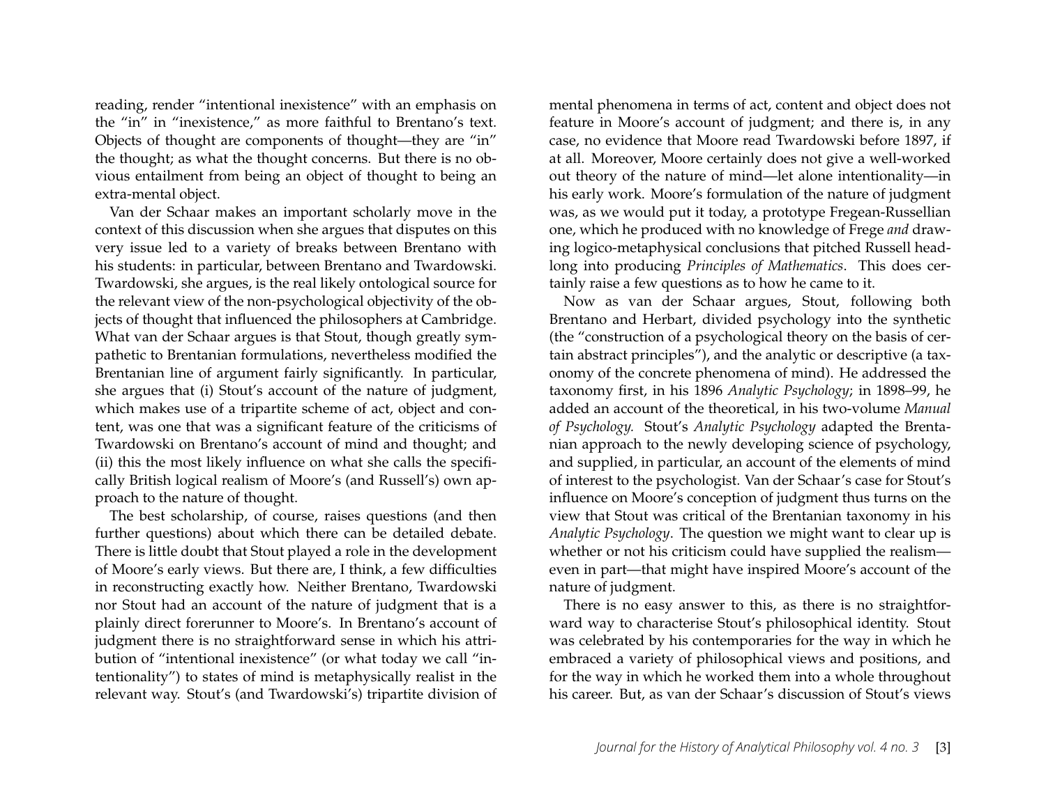reading, render "intentional inexistence" with an emphasis on the "in" in "inexistence," as more faithful to Brentano's text. Objects of thought are components of thought—they are "in" the thought; as what the thought concerns. But there is no obvious entailment from being an object of thought to being an extra-mental object.

Van der Schaar makes an important scholarly move in the context of this discussion when she argues that disputes on this very issue led to a variety of breaks between Brentano with his students: in particular, between Brentano and Twardowski. Twardowski, she argues, is the real likely ontological source for the relevant view of the non-psychological objectivity of the objects of thought that influenced the philosophers at Cambridge. What van der Schaar argues is that Stout, though greatly sympathetic to Brentanian formulations, nevertheless modified the Brentanian line of argument fairly significantly. In particular, she argues that (i) Stout's account of the nature of judgment, which makes use of a tripartite scheme of act, object and content, was one that was a significant feature of the criticisms of Twardowski on Brentano's account of mind and thought; and (ii) this the most likely influence on what she calls the specifically British logical realism of Moore's (and Russell's) own approach to the nature of thought.

The best scholarship, of course, raises questions (and then further questions) about which there can be detailed debate. There is little doubt that Stout played a role in the development of Moore's early views. But there are, I think, a few difficulties in reconstructing exactly how. Neither Brentano, Twardowski nor Stout had an account of the nature of judgment that is a plainly direct forerunner to Moore's. In Brentano's account of judgment there is no straightforward sense in which his attribution of "intentional inexistence" (or what today we call "intentionality") to states of mind is metaphysically realist in the relevant way. Stout's (and Twardowski's) tripartite division of mental phenomena in terms of act, content and object does not feature in Moore's account of judgment; and there is, in any case, no evidence that Moore read Twardowski before 1897, if at all. Moreover, Moore certainly does not give a well-worked out theory of the nature of mind—let alone intentionality—in his early work. Moore's formulation of the nature of judgment was, as we would put it today, a prototype Fregean-Russellian one, which he produced with no knowledge of Frege *and* drawing logico-metaphysical conclusions that pitched Russell headlong into producing *Principles of Mathematics*. This does certainly raise a few questions as to how he came to it.

Now as van der Schaar argues, Stout, following both Brentano and Herbart, divided psychology into the synthetic (the "construction of a psychological theory on the basis of certain abstract principles"), and the analytic or descriptive (a taxonomy of the concrete phenomena of mind). He addressed the taxonomy first, in his 1896 *Analytic Psychology*; in 1898–99, he added an account of the theoretical, in his two-volume *Manual of Psychology.* Stout's *Analytic Psychology* adapted the Brentanian approach to the newly developing science of psychology, and supplied, in particular, an account of the elements of mind of interest to the psychologist. Van der Schaar's case for Stout's influence on Moore's conception of judgment thus turns on the view that Stout was critical of the Brentanian taxonomy in his *Analytic Psychology*. The question we might want to clear up is whether or not his criticism could have supplied the realism—even in part—that might have inspired Moore's account of the nature of judgment.

There is no easy answer to this, as there is no straightforward way to characterise Stout's philosophical identity. Stout was celebrated by his contemporaries for the way in which he embraced a variety of philosophical views and positions, and for the way in which he worked them into a whole throughout his career. But, as van der Schaar's discussion of Stout's views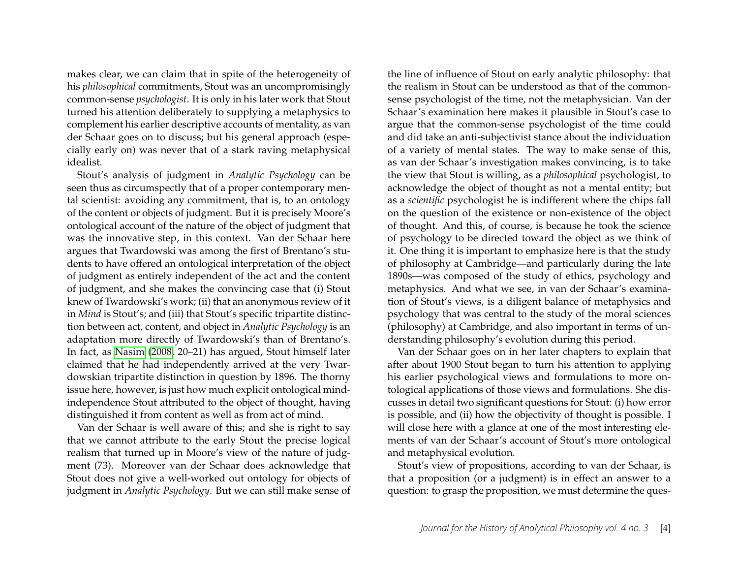makes clear, we can claim that in spite of the heterogeneity of his *philosophical* commitments, Stout was an uncompromisingly common-sense *psychologist*. It is only in his later work that Stout turned his attention deliberately to supplying a metaphysics to complement his earlier descriptive accounts of mentality, as van der Schaar goes on to discuss; but his general approach (especially early on) was never that of a stark raving metaphysical idealist.

Stout's analysis of judgment in *Analytic Psychology* can be seen thus as circumspectly that of a proper contemporary mental scientist: avoiding any commitment, that is, to an ontology of the content or objects of judgment. But it is precisely Moore's ontological account of the nature of the object of judgment that was the innovative step, in this context. Van der Schaar here argues that Twardowski was among the first of Brentano's students to have offered an ontological interpretation of the object of judgment as entirely independent of the act and the content of judgment, and she makes the convincing case that (i) Stout knew of Twardowski's work; (ii) that an anonymous review of it in *Mind* is Stout's; and (iii) that Stout's specific tripartite distinction between act, content, and object in *Analytic Psychology* is an adaptation more directly of Twardowski's than of Brentano's. In fact, as Nasim (2008, 20–21) has argued, Stout himself later claimed that he had independently arrived at the very Twardowskian tripartite distinction in question by 1896. The thorny issue here, however, is just how much explicit ontological mind-independence Stout attributed to the object of thought, having distinguished it from content as well as from act of mind.

Van der Schaar is well aware of this; and she is right to say that we cannot attribute to the early Stout the precise logical realism that turned up in Moore's view of the nature of judgment (73). Moreover van der Schaar does acknowledge that Stout does not give a well-worked out ontology for objects of judgment in *Analytic Psychology*. But we can still make sense of the line of influence of Stout on early analytic philosophy: that the realism in Stout can be understood as that of the common-sense psychologist of the time, not the metaphysician. Van der Schaar's examination here makes it plausible in Stout's case to argue that the common-sense psychologist of the time could and did take an anti-subjectivist stance about the individuation of a variety of mental states. The way to make sense of this, as van der Schaar's investigation makes convincing, is to take the view that Stout is willing, as a *philosophical* psychologist, to acknowledge the object of thought as not a mental entity; but as a *scientific* psychologist he is indifferent where the chips fall on the question of the existence or non-existence of the object of thought. And this, of course, is because he took the science of psychology to be directed toward the object as we think of it. One thing it is important to emphasize here is that the study of philosophy at Cambridge—and particularly during the late 1890s—was composed of the study of ethics, psychology and metaphysics. And what we see, in van der Schaar's examination of Stout's views, is a diligent balance of metaphysics and psychology that was central to the study of the moral sciences (philosophy) at Cambridge, and also important in terms of understanding philosophy's evolution during this period.

Van der Schaar goes on in her later chapters to explain that after about 1900 Stout began to turn his attention to applying his earlier psychological views and formulations to more ontological applications of those views and formulations. She discusses in detail two significant questions for Stout: (i) how error is possible, and (ii) how the objectivity of thought is possible. I will close here with a glance at one of the most interesting elements of van der Schaar's account of Stout's more ontological and metaphysical evolution.

Stout's view of propositions, according to van der Schaar, is that a proposition (or a judgment) is in effect an answer to a question: to grasp the proposition, we must determine the ques-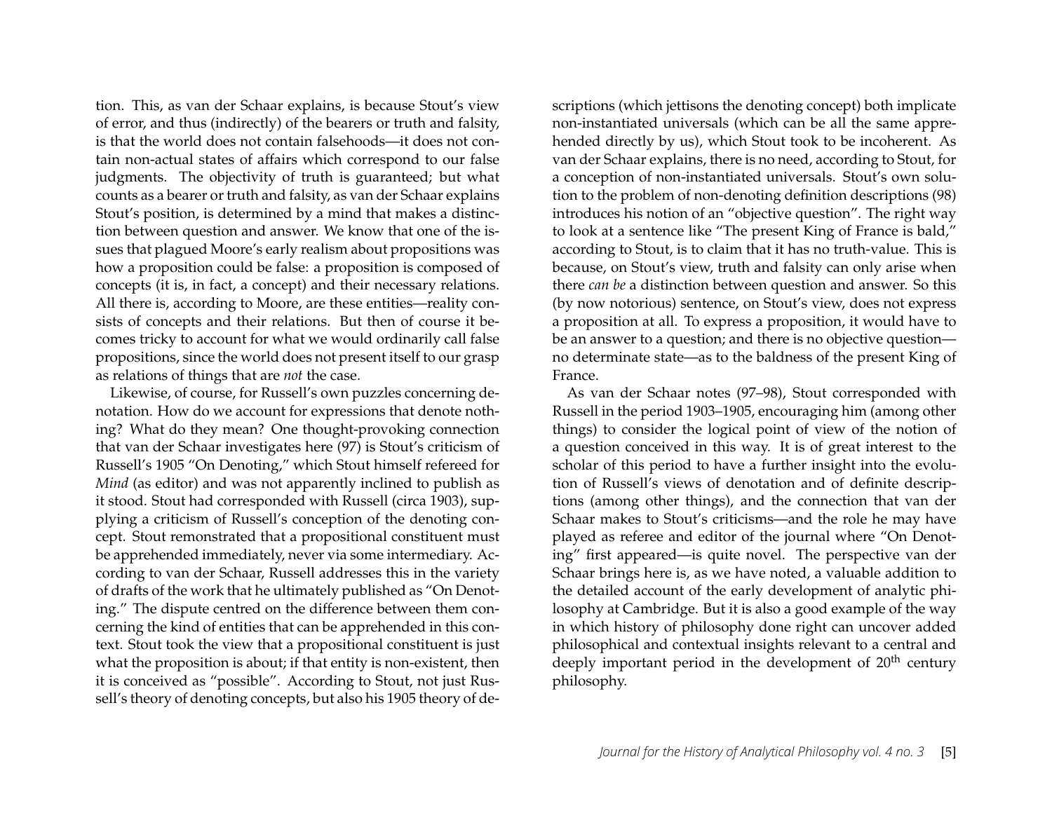tion. This, as van der Schaar explains, is because Stout's view of error, and thus (indirectly) of the bearers or truth and falsity, is that the world does not contain falsehoods—it does not contain non-actual states of affairs which correspond to our false judgments. The objectivity of truth is guaranteed; but what counts as a bearer or truth and falsity, as van der Schaar explains Stout's position, is determined by a mind that makes a distinction between question and answer. We know that one of the issues that plagued Moore's early realism about propositions was how a proposition could be false: a proposition is composed of concepts (it is, in fact, a concept) and their necessary relations. All there is, according to Moore, are these entities—reality consists of concepts and their relations. But then of course it becomes tricky to account for what we would ordinarily call false propositions, since the world does not present itself to our grasp as relations of things that are *not* the case.

Likewise, of course, for Russell's own puzzles concerning denotation. How do we account for expressions that denote nothing? What do they mean? One thought-provoking connection that van der Schaar investigates here (97) is Stout's criticism of Russell's 1905 "On Denoting," which Stout himself refereed for *Mind* (as editor) and was not apparently inclined to publish as it stood. Stout had corresponded with Russell (circa 1903), supplying a criticism of Russell's conception of the denoting concept. Stout remonstrated that a propositional constituent must be apprehended immediately, never via some intermediary. According to van der Schaar, Russell addresses this in the variety of drafts of the work that he ultimately published as "On Denoting." The dispute centred on the difference between them concerning the kind of entities that can be apprehended in this context. Stout took the view that a propositional constituent is just what the proposition is about; if that entity is non-existent, then it is conceived as "possible". According to Stout, not just Russell's theory of denoting concepts, but also his 1905 theory of descriptions (which jettisons the denoting concept) both implicate non-instantiated universals (which can be all the same apprehended directly by us), which Stout took to be incoherent. As van der Schaar explains, there is no need, according to Stout, for a conception of non-instantiated universals. Stout's own solution to the problem of non-denoting definition descriptions (98) introduces his notion of an "objective question". The right way to look at a sentence like "The present King of France is bald," according to Stout, is to claim that it has no truth-value. This is because, on Stout's view, truth and falsity can only arise when there *can be* a distinction between question and answer. So this (by now notorious) sentence, on Stout's view, does not express a proposition at all. To express a proposition, it would have to be an answer to a question; and there is no objective question—no determinate state—as to the baldness of the present King of France.

As van der Schaar notes (97–98), Stout corresponded with Russell in the period 1903–1905, encouraging him (among other things) to consider the logical point of view of the notion of a question conceived in this way. It is of great interest to the scholar of this period to have a further insight into the evolution of Russell's views of denotation and of definite descriptions (among other things), and the connection that van der Schaar makes to Stout's criticisms—and the role he may have played as referee and editor of the journal where "On Denoting" first appeared—is quite novel. The perspective van der Schaar brings here is, as we have noted, a valuable addition to the detailed account of the early development of analytic philosophy at Cambridge. But it is also a good example of the way in which history of philosophy done right can uncover added philosophical and contextual insights relevant to a central and deeply important period in the development of 20th century philosophy.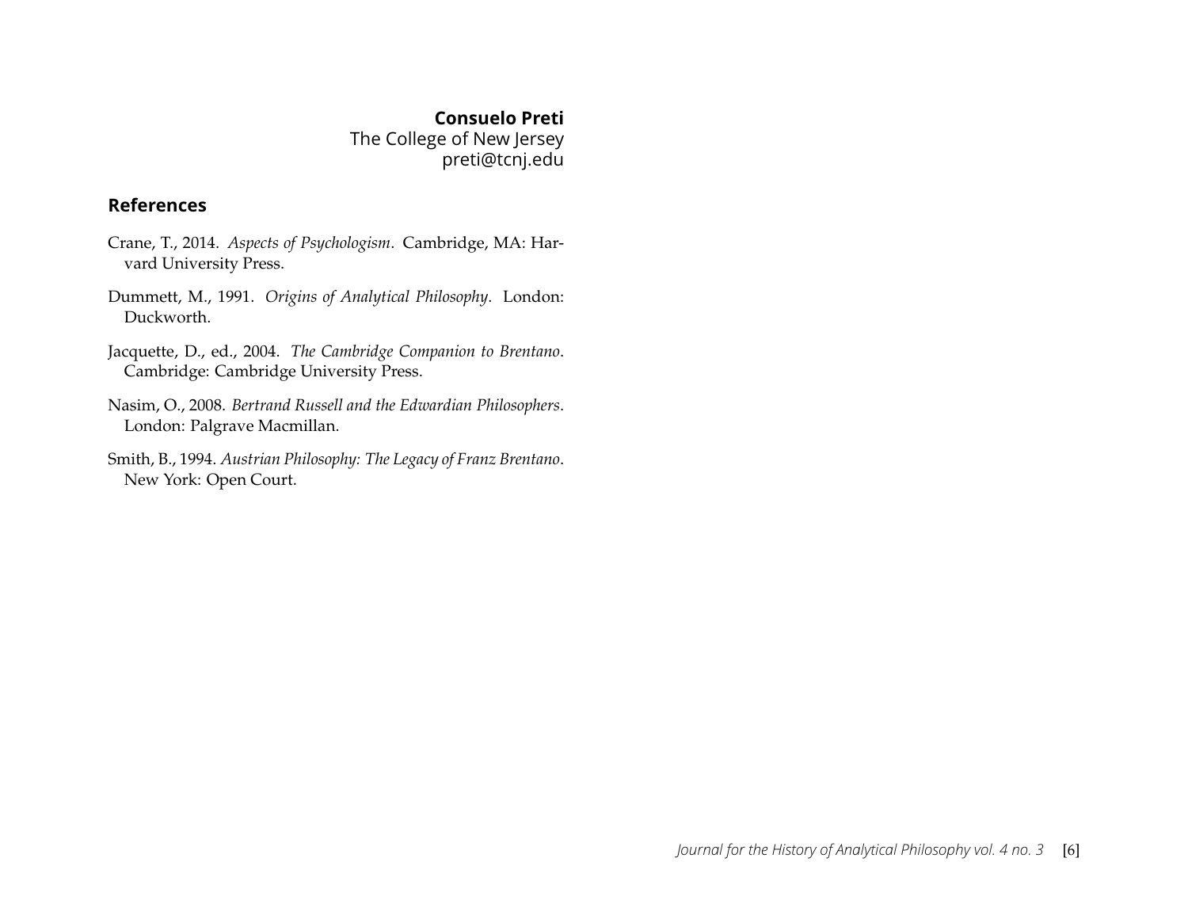**Consuelo Preti**
The College of New Jersey
preti@tcnj.edu

## References

Crane, T., 2014. *Aspects of Psychologism*. Cambridge, MA: Harvard University Press.

Dummett, M., 1991. *Origins of Analytical Philosophy*. London: Duckworth.

Jacquette, D., ed., 2004. *The Cambridge Companion to Brentano*. Cambridge: Cambridge University Press.

Nasim, O., 2008. *Bertrand Russell and the Edwardian Philosophers*. London: Palgrave Macmillan.

Smith, B., 1994. *Austrian Philosophy: The Legacy of Franz Brentano*. New York: Open Court.